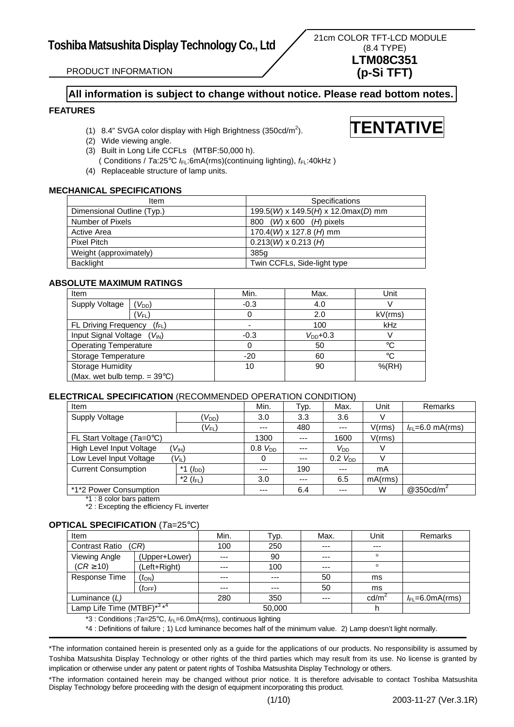# Toshiba Matsushita Display Technology Co., Ltd

21cm COLOR TFT-LCD MODULE
(8.4 TYPE)
**LTM08C351**
**(p-Si TFT)**

PRODUCT INFORMATION

**All information is subject to change without notice. Please read bottom notes.**

**TENTATIVE**

### FEATURES

(1) 8.4" SVGA color display with High Brightness (350cd/$m^2$).
(2) Wide viewing angle.
(3) Built in Long Life CCFLs (MTBF:50,000 h).
( Conditions / $Ta$:25°C $I_{FL}$:6mA(rms)(continuing lighting), $f_{FL}$:40kHz )
(4) Replaceable structure of lamp units.

### MECHANICAL SPECIFICATIONS

| Item | Specifications |
|---|---|
| Dimensional Outline (Typ.) | 199.5($W$) x 149.5($H$) x 12.0max($D$) mm |
| Number of Pixels | 800 ($W$) x 600 ($H$) pixels |
| Active Area | 170.4($W$) x 127.8 ($H$) mm |
| Pixel Pitch | 0.213($W$) x 0.213 ($H$) |
| Weight (approximately) | 385g |
| Backlight | Twin CCFLs, Side-light type |

### ABSOLUTE MAXIMUM RATINGS

| Item | | Min. | Max. | Unit |
|---|---|---|---|---|
| Supply Voltage | ($V_{DD}$) | -0.3 | 4.0 | V |
| | ($V_{FL}$) | 0 | 2.0 | kV(rms) |
| FL Driving Frequency ($f_{FL}$) | | - | 100 | kHz |
| Input Signal Voltage ($V_{IN}$) | | -0.3 | $V_{DD}$+0.3 | V |
| Operating Temperature | | 0 | 50 | °C |
| Storage Temperature | | -20 | 60 | °C |
| Storage Humidity (Max. wet bulb temp. = 39°C) | | 10 | 90 | %(RH) |

### ELECTRICAL SPECIFICATION (RECOMMENDED OPERATION CONDITION)

| Item | | Min. | Typ. | Max. | Unit | Remarks |
|---|---|---|---|---|---|---|
| Supply Voltage | ($V_{DD}$) | 3.0 | 3.3 | 3.6 | V | |
| | ($V_{FL}$) | --- | 480 | --- | V(rms) | $I_{FL}$=6.0 mA(rms) |
| FL Start Voltage ($Ta$=0°C) | | 1300 | --- | 1600 | V(rms) | |
| High Level Input Voltage | ($V_{IH}$) | 0.8 $V_{DD}$ | --- | $V_{DD}$ | V | |
| Low Level Input Voltage | ($V_{IL}$) | 0 | --- | 0.2 $V_{DD}$ | V | |
| Current Consumption | *1 ($I_{DD}$) | --- | 190 | --- | mA | |
| | *2 ($I_{FL}$) | 3.0 | --- | 6.5 | mA(rms) | |
| *1*2 Power Consumption | | --- | 6.4 | --- | W | @350cd/$m^2$ |

*1 : 8 color bars pattern
*2 : Excepting the efficiency FL inverter

### OPTICAL SPECIFICATION ($Ta$=25°C)

| Item | | Min. | Typ. | Max. | Unit | Remarks |
|---|---|---|---|---|---|---|
| Contrast Ratio ($CR$) | | 100 | 250 | --- | --- | |
| Viewing Angle ($CR$ ≥10) | (Upper+Lower) | --- | 90 | --- | ° | |
| | (Left+Right) | --- | 100 | --- | ° | |
| Response Time | ($t_{ON}$) | --- | --- | 50 | ms | |
| | ($t_{OFF}$) | --- | --- | 50 | ms | |
| Luminance ($L$) | | 280 | 350 | --- | cd/$m^2$ | $I_{FL}$=6.0mA(rms) |
| Lamp Life Time (MTBF)*3 *4 | | | 50,000 | | h | |

*3 : Conditions ;$Ta$=25°C, $I_{FL}$=6.0mA(rms), continuous lighting

*4 : Definitions of failure ; 1) Lcd luminance becomes half of the minimum value. 2) Lamp doesn't light normally.

*The information contained herein is presented only as a guide for the applications of our products. No responsibility is assumed by Toshiba Matsushita Display Technology or other rights of the third parties which may result from its use. No license is granted by implication or otherwise under any patent or patent rights of Toshiba Matsushita Display Technology or others.

*The information contained herein may be changed without prior notice. It is therefore advisable to contact Toshiba Matsushita Display Technology before proceeding with the design of equipment incorporating this product.

2003-11-27 (Ver.3.1R)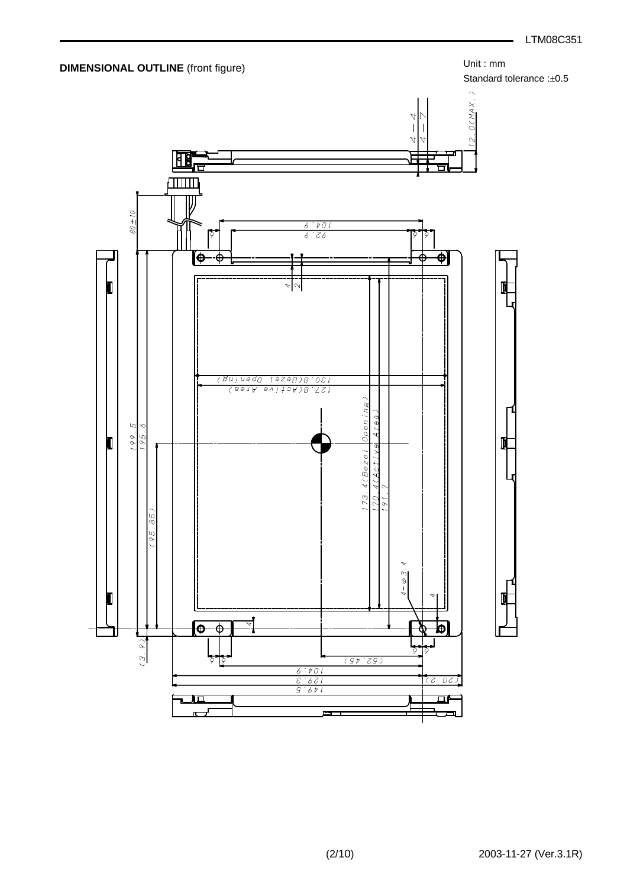**DIMENSIONAL OUTLINE** (front figure)

Unit : mm

Standard tolerance :±0.5

12.0(MAX.)

4 – 4

4 – 7

80±10

104.9

92.9

6

6

6

4

2

130.8(Bezel Opening)

127.8(Active Area)

199.5

195.6

173.4(Bezel Opening)

170.4(Active Area)

191.7

(95.85)

4–φ3.4

4

4

(3.9)

6

6

6

6

(52.45)

104.9

129.3

(20.2)

149.5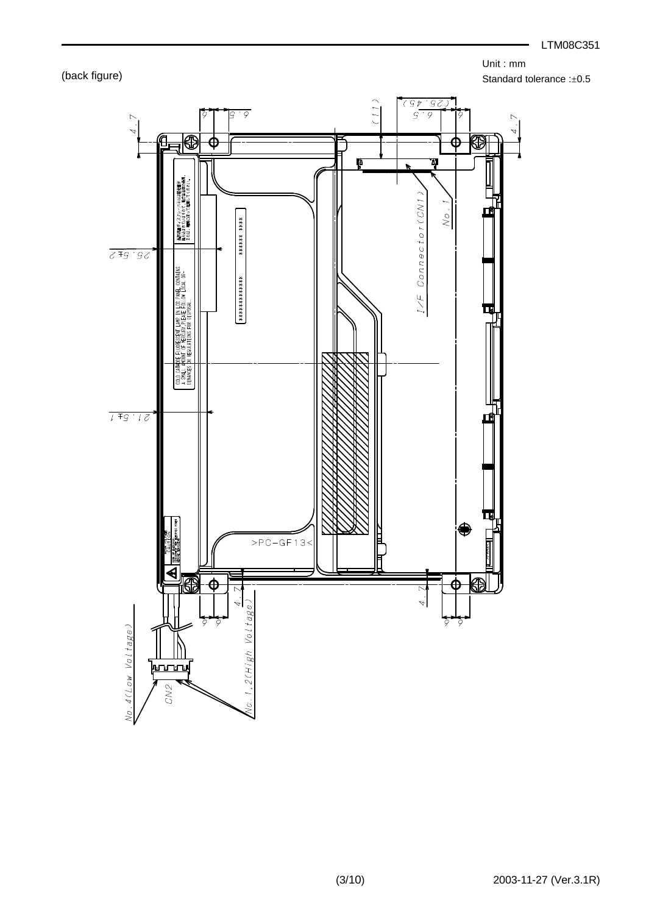(back figure)

Unit : mm

Standard tolerance :±0.5

(25.45)

(11)

6.5

9

4.7

I/F Connector(CN1)

No.1

25.5±2

21.5±1

COLD CATHODE FLUORESCENT LAMP IN LCD PANEL CONTAINS A SMALL AMOUNT OF MERCURY, PLEASE FOLLOW LOCAL ORDINANCES OR REGULATIONS FOR DISPOSAL.

>PC-GF13<

No.4(Low Voltage)

CN2

No.1,2(High Voltage)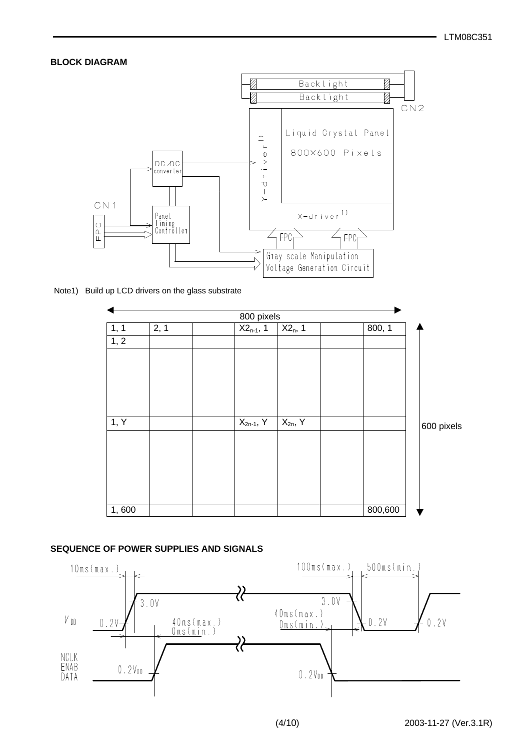## BLOCK DIAGRAM

Note1) Build up LCD drivers on the glass substrate

800 pixels

| 1, 1 | 2, 1 | | $X2_{n-1}$, 1 | $X2_n$, 1 | | 800, 1 |
|---|---|---|---|---|---|---|
| 1, 2 | | | | | | |
| | | | | | | |
| 1, Y | | | $X_{2n-1}$, Y | $X_{2n}$, Y | | |
| | | | | | | |
| 1, 600 | | | | | | 800,600 |

600 pixels

## SEQUENCE OF POWER SUPPLIES AND SIGNALS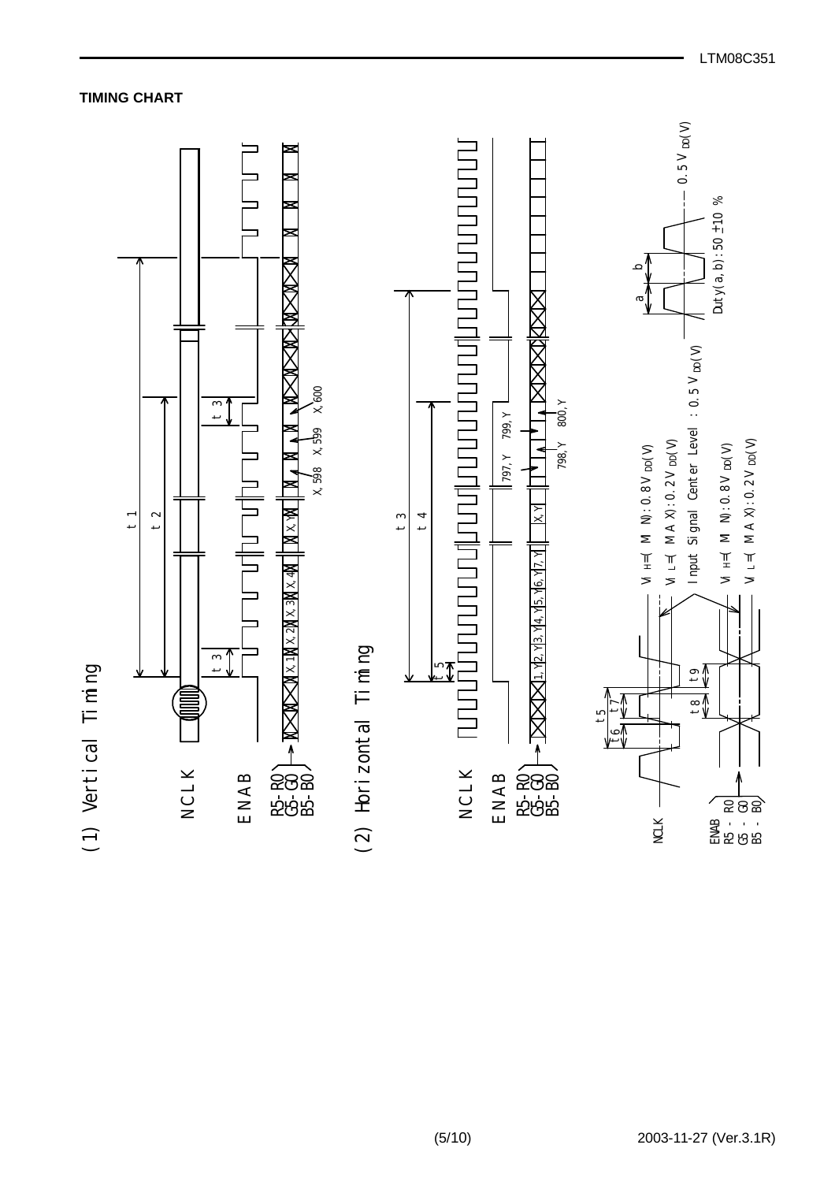## TIMING CHART

(1) Vertical Timing

NCLK

ENAB

R5-R0
G5-G0
B5-B0

t1

t2

t3

t3

X,1 X,2 X,3 X,4 X,Y X,598 X,599 X,600

(2) Horizontal Timing

NCLK

ENAB

R5-R0
G5-G0
B5-B0

t3

t4

t5

1,Y 2,Y 3,Y 4,Y 5,Y 6,Y 7,Y X,Y 797,Y 798,Y 799,Y 800,Y

NCLK

ENAB
R5 - R0
G5 - G0
B5 - B0

t5

t6

t7

t8

t9

$V_{IH}$=(MIN):0.8$V_{DD}$(V)

$V_{IL}$=(MAX):0.2$V_{DD}$(V)

Input Signal Center Level : 0.5$V_{DD}$(V)

$V_{IH}$=(MIN):0.8$V_{DD}$(V)

$V_{IL}$=(MAX):0.2$V_{DD}$(V)

a b

0.5$V_{DD}$(V)

Duty(a,b):50 ±10 %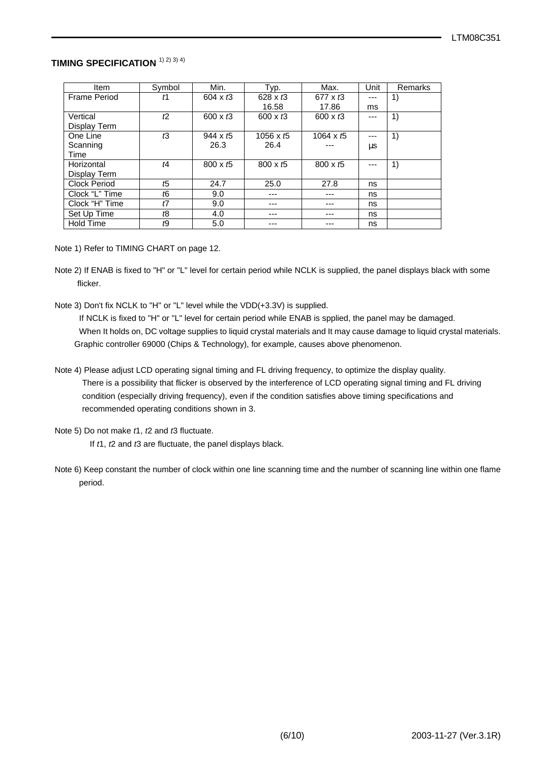## TIMING SPECIFICATION [1) 2) 3) 4)]

| Item | Symbol | Min. | Typ. | Max. | Unit | Remarks |
|---|---|---|---|---|---|---|
| Frame Period | $t1$ | 604 x $t3$ | 628 x $t3$<br>16.58 | 677 x $t3$<br>17.86 | ---<br>ms | 1) |
| Vertical Display Term | $t2$ | 600 x $t3$ | 600 x $t3$ | 600 x $t3$ | --- | 1) |
| One Line Scanning Time | $t3$ | 944 x $t5$<br>26.3 | 1056 x $t5$<br>26.4 | 1064 x $t5$<br>--- | ---<br>µs | 1) |
| Horizontal Display Term | $t4$ | 800 x $t5$ | 800 x $t5$ | 800 x $t5$ | --- | 1) |
| Clock Period | $t5$ | 24.7 | 25.0 | 27.8 | ns | |
| Clock "L" Time | $t6$ | 9.0 | --- | --- | ns | |
| Clock "H" Time | $t7$ | 9.0 | --- | --- | ns | |
| Set Up Time | $t8$ | 4.0 | --- | --- | ns | |
| Hold Time | $t9$ | 5.0 | --- | --- | ns | |

Note 1) Refer to TIMING CHART on page 12.

Note 2) If ENAB is fixed to "H" or "L" level for certain period while NCLK is supplied, the panel displays black with some flicker.

Note 3) Don't fix NCLK to "H" or "L" level while the VDD(+3.3V) is supplied.
If NCLK is fixed to "H" or "L" level for certain period while ENAB is spplied, the panel may be damaged.
When It holds on, DC voltage supplies to liquid crystal materials and It may cause damage to liquid crystal materials.
Graphic controller 69000 (Chips & Technology), for example, causes above phenomenon.

Note 4) Please adjust LCD operating signal timing and FL driving frequency, to optimize the display quality.
There is a possibility that flicker is observed by the interference of LCD operating signal timing and FL driving condition (especially driving frequency), even if the condition satisfies above timing specifications and recommended operating conditions shown in 3.

Note 5) Do not make $t1$, $t2$ and $t3$ fluctuate.
If $t1$, $t2$ and $t3$ are fluctuate, the panel displays black.

Note 6) Keep constant the number of clock within one line scanning time and the number of scanning line within one flame period.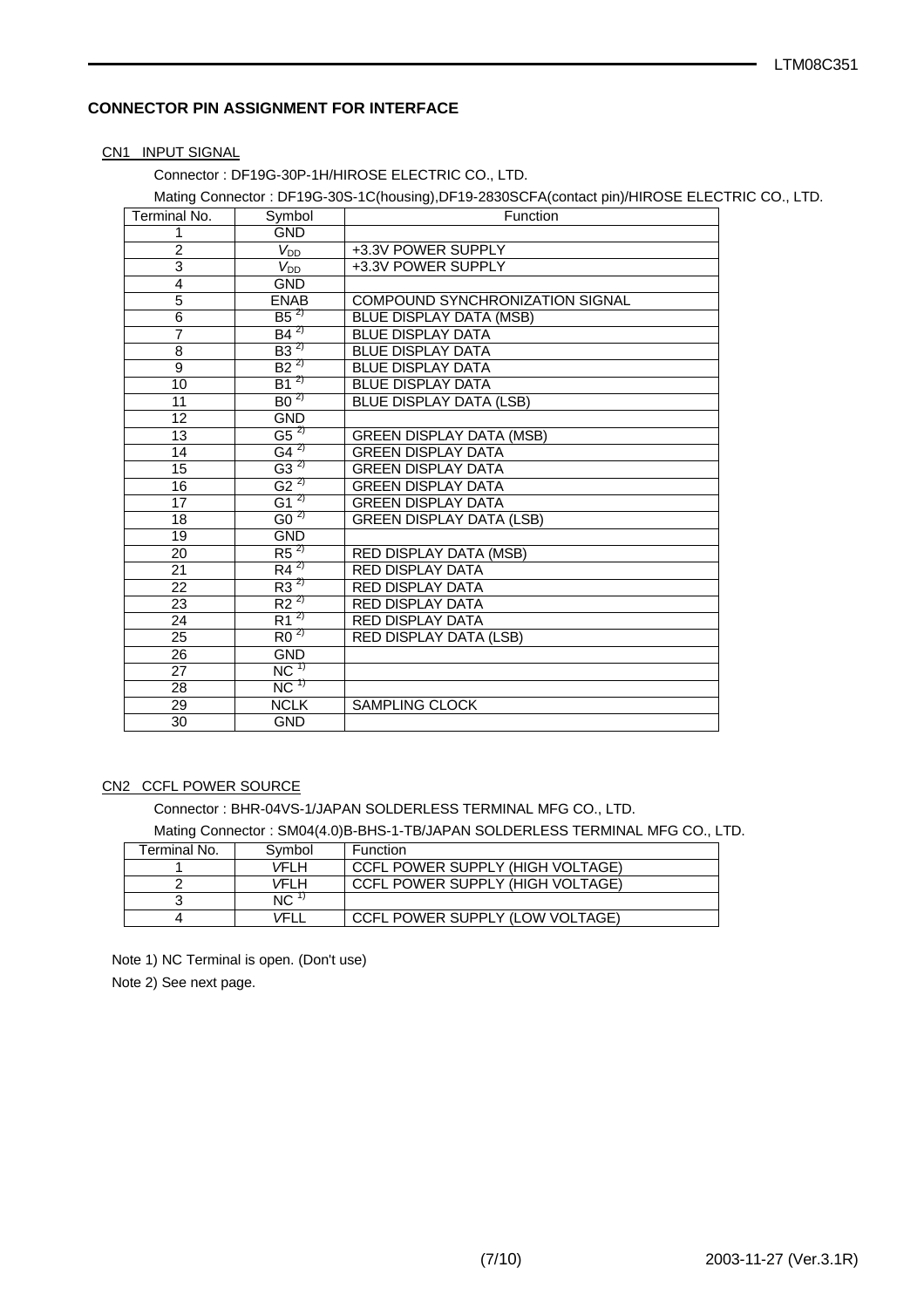## CONNECTOR PIN ASSIGNMENT FOR INTERFACE

### CN1 INPUT SIGNAL

Connector : DF19G-30P-1H/HIROSE ELECTRIC CO., LTD.

Mating Connector : DF19G-30S-1C(housing),DF19-2830SCFA(contact pin)/HIROSE ELECTRIC CO., LTD.

| Terminal No. | Symbol | Function |
|---|---|---|
| 1 | GND | |
| 2 | $V_{DD}$ | +3.3V POWER SUPPLY |
| 3 | $V_{DD}$ | +3.3V POWER SUPPLY |
| 4 | GND | |
| 5 | ENAB | COMPOUND SYNCHRONIZATION SIGNAL |
| 6 | B5 [2)] | BLUE DISPLAY DATA (MSB) |
| 7 | B4 [2)] | BLUE DISPLAY DATA |
| 8 | B3 [2)] | BLUE DISPLAY DATA |
| 9 | B2 [2)] | BLUE DISPLAY DATA |
| 10 | B1 [2)] | BLUE DISPLAY DATA |
| 11 | B0 [2)] | BLUE DISPLAY DATA (LSB) |
| 12 | GND | |
| 13 | G5 [2)] | GREEN DISPLAY DATA (MSB) |
| 14 | G4 [2)] | GREEN DISPLAY DATA |
| 15 | G3 [2)] | GREEN DISPLAY DATA |
| 16 | G2 [2)] | GREEN DISPLAY DATA |
| 17 | G1 [2)] | GREEN DISPLAY DATA |
| 18 | G0 [2)] | GREEN DISPLAY DATA (LSB) |
| 19 | GND | |
| 20 | R5 [2)] | RED DISPLAY DATA (MSB) |
| 21 | R4 [2)] | RED DISPLAY DATA |
| 22 | R3 [2)] | RED DISPLAY DATA |
| 23 | R2 [2)] | RED DISPLAY DATA |
| 24 | R1 [2)] | RED DISPLAY DATA |
| 25 | R0 [2)] | RED DISPLAY DATA (LSB) |
| 26 | GND | |
| 27 | NC [1)] | |
| 28 | NC [1)] | |
| 29 | NCLK | SAMPLING CLOCK |
| 30 | GND | |

### CN2 CCFL POWER SOURCE

Connector : BHR-04VS-1/JAPAN SOLDERLESS TERMINAL MFG CO., LTD.

Mating Connector : SM04(4.0)B-BHS-1-TB/JAPAN SOLDERLESS TERMINAL MFG CO., LTD.

| Terminal No. | Symbol | Function |
|---|---|---|
| 1 | *V*FLH | CCFL POWER SUPPLY (HIGH VOLTAGE) |
| 2 | *V*FLH | CCFL POWER SUPPLY (HIGH VOLTAGE) |
| 3 | NC [1)] | |
| 4 | *V*FLL | CCFL POWER SUPPLY (LOW VOLTAGE) |

Note 1) NC Terminal is open. (Don't use)

Note 2) See next page.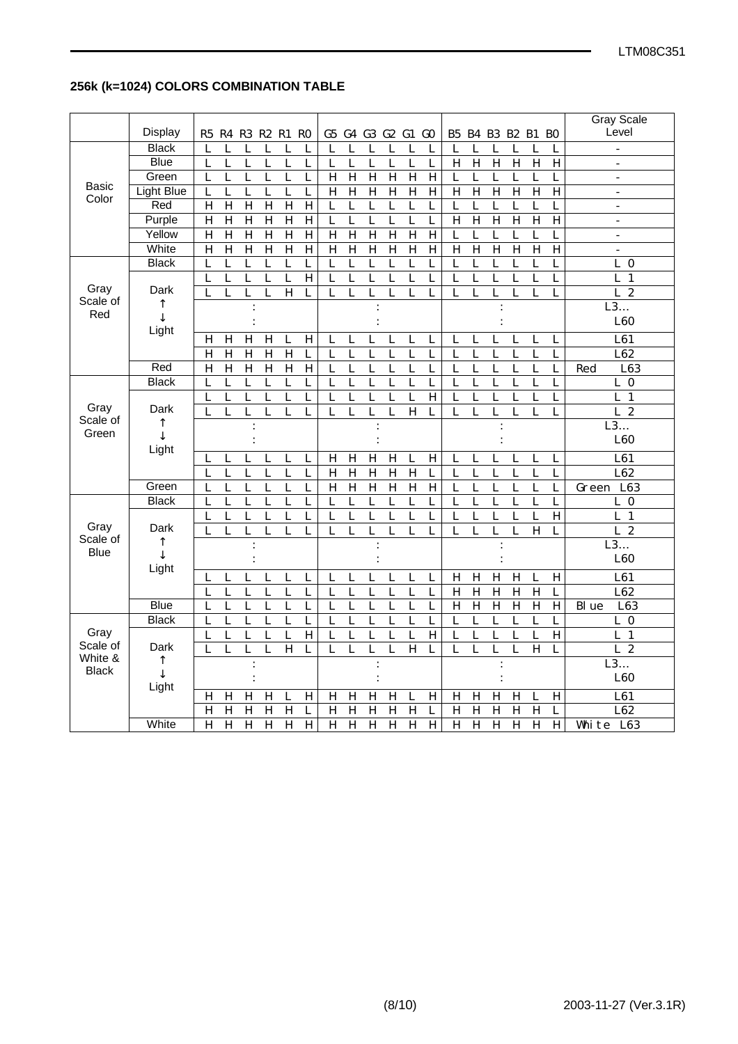## 256k (k=1024) COLORS COMBINATION TABLE

| | Display | R5 | R4 | R3 | R2 | R1 | R0 | G5 | G4 | G3 | G2 | G1 | G0 | B5 | B4 | B3 | B2 | B1 | B0 | Gray Scale Level |
|---|---|---|---|---|---|---|---|---|---|---|---|---|---|---|---|---|---|---|---|---|
| Basic Color | Black | L | L | L | L | L | L | L | L | L | L | L | L | L | L | L | L | L | L | - |
| | Blue | L | L | L | L | L | L | L | L | L | L | L | L | H | H | H | H | H | H | - |
| | Green | L | L | L | L | L | L | H | H | H | H | H | H | L | L | L | L | L | L | - |
| | Light Blue | L | L | L | L | L | L | H | H | H | H | H | H | H | H | H | H | H | H | - |
| | Red | H | H | H | H | H | H | L | L | L | L | L | L | L | L | L | L | L | L | - |
| | Purple | H | H | H | H | H | H | L | L | L | L | L | L | H | H | H | H | H | H | - |
| | Yellow | H | H | H | H | H | H | H | H | H | H | H | H | L | L | L | L | L | L | - |
| | White | H | H | H | H | H | H | H | H | H | H | H | H | H | H | H | H | H | H | - |
| Gray Scale of Red | Black | L | L | L | L | L | L | L | L | L | L | L | L | L | L | L | L | L | L | L 0 |
| | Dark ↑ ↓ Light | L | L | L | L | L | H | L | L | L | L | L | L | L | L | L | L | L | L | L 1 |
| | | L | L | L | L | H | L | L | L | L | L | L | L | L | L | L | L | L | L | L 2 |
| | | | | : | | | | | | : | | | | | | : | | | | L3... L60 |
| | | H | H | H | H | L | H | L | L | L | L | L | L | L | L | L | L | L | L | L61 |
| | | H | H | H | H | H | L | L | L | L | L | L | L | L | L | L | L | L | L | L62 |
| | Red | H | H | H | H | H | H | L | L | L | L | L | L | L | L | L | L | L | L | Red L63 |
| Gray Scale of Green | Black | L | L | L | L | L | L | L | L | L | L | L | L | L | L | L | L | L | L | L 0 |
| | Dark ↑ ↓ Light | L | L | L | L | L | L | L | L | L | L | L | H | L | L | L | L | L | L | L 1 |
| | | L | L | L | L | L | L | L | L | L | L | H | L | L | L | L | L | L | L | L 2 |
| | | | | : | | | | | | : | | | | | | : | | | | L3... L60 |
| | | L | L | L | L | L | L | H | H | H | H | L | H | L | L | L | L | L | L | L61 |
| | | L | L | L | L | L | L | H | H | H | H | H | L | L | L | L | L | L | L | L62 |
| | Green | L | L | L | L | L | L | H | H | H | H | H | H | L | L | L | L | L | L | Green L63 |
| Gray Scale of Blue | Black | L | L | L | L | L | L | L | L | L | L | L | L | L | L | L | L | L | L | L 0 |
| | Dark ↑ ↓ Light | L | L | L | L | L | L | L | L | L | L | L | L | L | L | L | L | L | H | L 1 |
| | | L | L | L | L | L | L | L | L | L | L | L | L | L | L | L | L | H | L | L 2 |
| | | | | : | | | | | | : | | | | | | : | | | | L3... L60 |
| | | L | L | L | L | L | L | L | L | L | L | L | L | H | H | H | H | L | H | L61 |
| | | L | L | L | L | L | L | L | L | L | L | L | L | H | H | H | H | H | L | L62 |
| | Blue | L | L | L | L | L | L | L | L | L | L | L | L | H | H | H | H | H | H | Blue L63 |
| Gray Scale of White & Black | Black | L | L | L | L | L | L | L | L | L | L | L | L | L | L | L | L | L | L | L 0 |
| | Dark ↑ ↓ Light | L | L | L | L | L | H | L | L | L | L | L | H | L | L | L | L | L | H | L 1 |
| | | L | L | L | L | H | L | L | L | L | L | H | L | L | L | L | L | H | L | L 2 |
| | | | | : | | | | | | : | | | | | | : | | | | L3... L60 |
| | | H | H | H | H | L | H | H | H | H | H | L | H | H | H | H | H | L | H | L61 |
| | | H | H | H | H | H | L | H | H | H | H | H | L | H | H | H | H | H | L | L62 |
| | White | H | H | H | H | H | H | H | H | H | H | H | H | H | H | H | H | H | H | White L63 |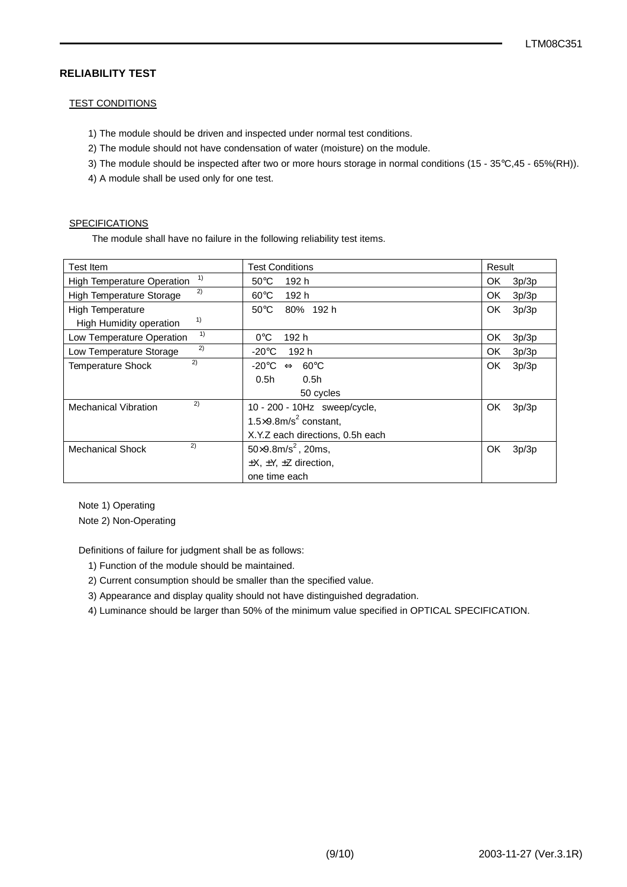## RELIABILITY TEST

### TEST CONDITIONS

1) The module should be driven and inspected under normal test conditions.
2) The module should not have condensation of water (moisture) on the module.
3) The module should be inspected after two or more hours storage in normal conditions (15 - 35℃,45 - 65%(RH)).
4) A module shall be used only for one test.

### SPECIFICATIONS

The module shall have no failure in the following reliability test items.

| Test Item | Test Conditions | Result |
|---|---|---|
| High Temperature Operation [1] | 50℃ 192 h | OK 3p/3p |
| High Temperature Storage [2] | 60℃ 192 h | OK 3p/3p |
| High Temperature High Humidity operation [1] | 50℃ 80% 192 h | OK 3p/3p |
| Low Temperature Operation [1] | 0℃ 192 h | OK 3p/3p |
| Low Temperature Storage [2] | -20℃ 192 h | OK 3p/3p |
| Temperature Shock [2] | -20℃ ⇔ 60℃<br>0.5h 0.5h<br>50 cycles | OK 3p/3p |
| Mechanical Vibration [2] | 10 - 200 - 10Hz sweep/cycle,<br>$1.5 \times 9.8 m/s^2$ constant,<br>X.Y.Z each directions, 0.5h each | OK 3p/3p |
| Mechanical Shock [2] | $50 \times 9.8 m/s^2$, 20ms,<br>±X, ±Y, ±Z direction,<br>one time each | OK 3p/3p |

Note 1) Operating
Note 2) Non-Operating

Definitions of failure for judgment shall be as follows:

1) Function of the module should be maintained.
2) Current consumption should be smaller than the specified value.
3) Appearance and display quality should not have distinguished degradation.
4) Luminance should be larger than 50% of the minimum value specified in OPTICAL SPECIFICATION.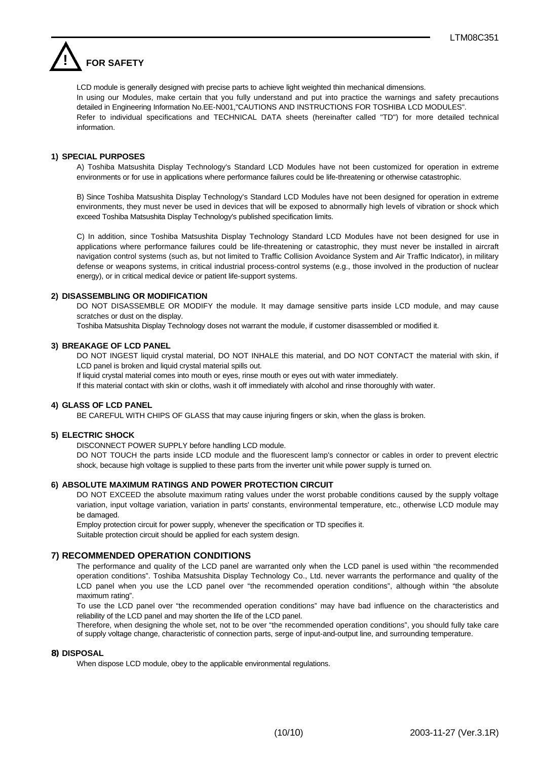# ! FOR SAFETY

LCD module is generally designed with precise parts to achieve light weighted thin mechanical dimensions.
In using our Modules, make certain that you fully understand and put into practice the warnings and safety precautions detailed in Engineering Information No.EE-N001,"CAUTIONS AND INSTRUCTIONS FOR TOSHIBA LCD MODULES".
Refer to individual specifications and TECHNICAL DATA sheets (hereinafter called "TD") for more detailed technical information.

## 1) SPECIAL PURPOSES

A) Toshiba Matsushita Display Technology's Standard LCD Modules have not been customized for operation in extreme environments or for use in applications where performance failures could be life-threatening or otherwise catastrophic.

B) Since Toshiba Matsushita Display Technology's Standard LCD Modules have not been designed for operation in extreme environments, they must never be used in devices that will be exposed to abnormally high levels of vibration or shock which exceed Toshiba Matsushita Display Technology's published specification limits.

C) In addition, since Toshiba Matsushita Display Technology Standard LCD Modules have not been designed for use in applications where performance failures could be life-threatening or catastrophic, they must never be installed in aircraft navigation control systems (such as, but not limited to Traffic Collision Avoidance System and Air Traffic Indicator), in military defense or weapons systems, in critical industrial process-control systems (e.g., those involved in the production of nuclear energy), or in critical medical device or patient life-support systems.

## 2) DISASSEMBLING OR MODIFICATION

DO NOT DISASSEMBLE OR MODIFY the module. It may damage sensitive parts inside LCD module, and may cause scratches or dust on the display.
Toshiba Matsushita Display Technology doses not warrant the module, if customer disassembled or modified it.

## 3) BREAKAGE OF LCD PANEL

DO NOT INGEST liquid crystal material, DO NOT INHALE this material, and DO NOT CONTACT the material with skin, if LCD panel is broken and liquid crystal material spills out.
If liquid crystal material comes into mouth or eyes, rinse mouth or eyes out with water immediately.
If this material contact with skin or cloths, wash it off immediately with alcohol and rinse thoroughly with water.

## 4) GLASS OF LCD PANEL

BE CAREFUL WITH CHIPS OF GLASS that may cause injuring fingers or skin, when the glass is broken.

## 5) ELECTRIC SHOCK

DISCONNECT POWER SUPPLY before handling LCD module.
DO NOT TOUCH the parts inside LCD module and the fluorescent lamp's connector or cables in order to prevent electric shock, because high voltage is supplied to these parts from the inverter unit while power supply is turned on.

## 6) ABSOLUTE MAXIMUM RATINGS AND POWER PROTECTION CIRCUIT

DO NOT EXCEED the absolute maximum rating values under the worst probable conditions caused by the supply voltage variation, input voltage variation, variation in parts' constants, environmental temperature, etc., otherwise LCD module may be damaged.
Employ protection circuit for power supply, whenever the specification or TD specifies it.
Suitable protection circuit should be applied for each system design.

## 7) RECOMMENDED OPERATION CONDITIONS

The performance and quality of the LCD panel are warranted only when the LCD panel is used within “the recommended operation conditions”. Toshiba Matsushita Display Technology Co., Ltd. never warrants the performance and quality of the LCD panel when you use the LCD panel over “the recommended operation conditions”, although within “the absolute maximum rating”.
To use the LCD panel over “the recommended operation conditions” may have bad influence on the characteristics and reliability of the LCD panel and may shorten the life of the LCD panel.
Therefore, when designing the whole set, not to be over “the recommended operation conditions”, you should fully take care of supply voltage change, characteristic of connection parts, serge of input-and-output line, and surrounding temperature.

## 8) DISPOSAL

When dispose LCD module, obey to the applicable environmental regulations.